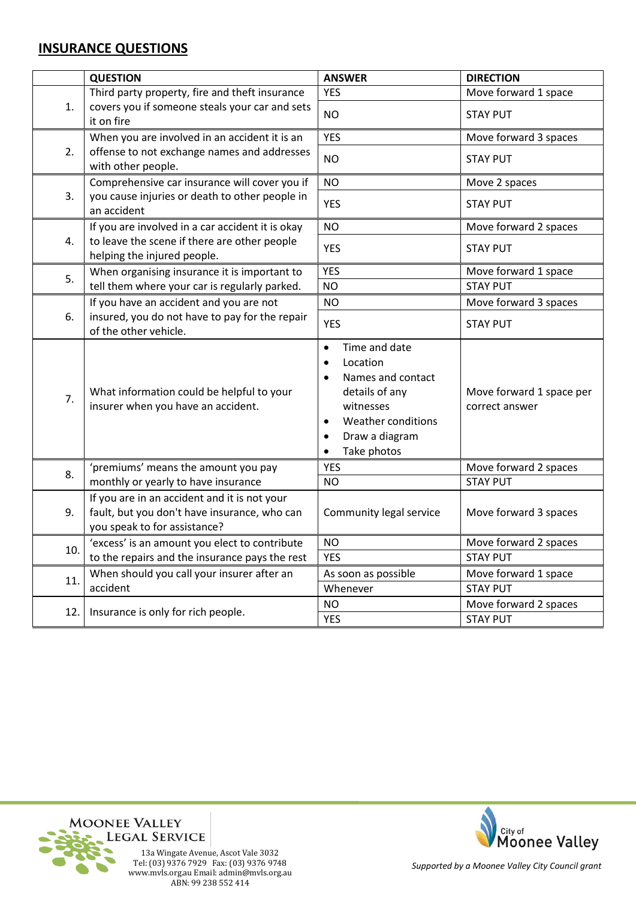## INSURANCE QUESTIONS

| | QUESTION | ANSWER | DIRECTION |
|---|---|---|---|
| 1. | Third party property, fire and theft insurance covers you if someone steals your car and sets it on fire | YES | Move forward 1 space |
| | | NO | STAY PUT |
| 2. | When you are involved in an accident it is an offense to not exchange names and addresses with other people. | YES | Move forward 3 spaces |
| | | NO | STAY PUT |
| 3. | Comprehensive car insurance will cover you if you cause injuries or death to other people in an accident | NO | Move 2 spaces |
| | | YES | STAY PUT |
| 4. | If you are involved in a car accident it is okay to leave the scene if there are other people helping the injured people. | NO | Move forward 2 spaces |
| | | YES | STAY PUT |
| 5. | When organising insurance it is important to tell them where your car is regularly parked. | YES | Move forward 1 space |
| | | NO | STAY PUT |
| 6. | If you have an accident and you are not insured, you do not have to pay for the repair of the other vehicle. | NO | Move forward 3 spaces |
| | | YES | STAY PUT |
| 7. | What information could be helpful to your insurer when you have an accident. | • Time and date<br>• Location<br>• Names and contact details of any witnesses<br>• Weather conditions<br>• Draw a diagram<br>• Take photos | Move forward 1 space per correct answer |
| 8. | 'premiums' means the amount you pay monthly or yearly to have insurance | YES | Move forward 2 spaces |
| | | NO | STAY PUT |
| 9. | If you are in an accident and it is not your fault, but you don't have insurance, who can you speak to for assistance? | Community legal service | Move forward 3 spaces |
| 10. | 'excess' is an amount you elect to contribute to the repairs and the insurance pays the rest | NO | Move forward 2 spaces |
| | | YES | STAY PUT |
| 11. | When should you call your insurer after an accident | As soon as possible | Move forward 1 space |
| | | Whenever | STAY PUT |
| 12. | Insurance is only for rich people. | NO | Move forward 2 spaces |
| | | YES | STAY PUT |

MOONEE VALLEY LEGAL SERVICE
13a Wingate Avenue, Ascot Vale 3032
Tel: (03) 9376 7929 Fax: (03) 9376 9748
www.mvls.org.au Email: admin@mvls.org.au
ABN: 99 238 552 414

City of Moonee Valley

*Supported by a Moonee Valley City Council grant*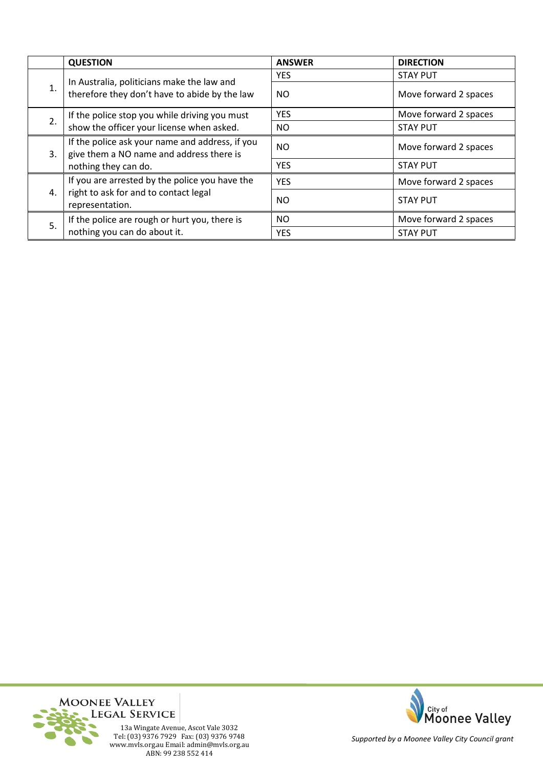| | QUESTION | ANSWER | DIRECTION |
|---|---|---|---|
| 1. | In Australia, politicians make the law and therefore they don't have to abide by the law | YES | STAY PUT |
| | | NO | Move forward 2 spaces |
| 2. | If the police stop you while driving you must show the officer your license when asked. | YES | Move forward 2 spaces |
| | | NO | STAY PUT |
| 3. | If the police ask your name and address, if you give them a NO name and address there is nothing they can do. | NO | Move forward 2 spaces |
| | | YES | STAY PUT |
| 4. | If you are arrested by the police you have the right to ask for and to contact legal representation. | YES | Move forward 2 spaces |
| | | NO | STAY PUT |
| 5. | If the police are rough or hurt you, there is nothing you can do about it. | NO | Move forward 2 spaces |
| | | YES | STAY PUT |